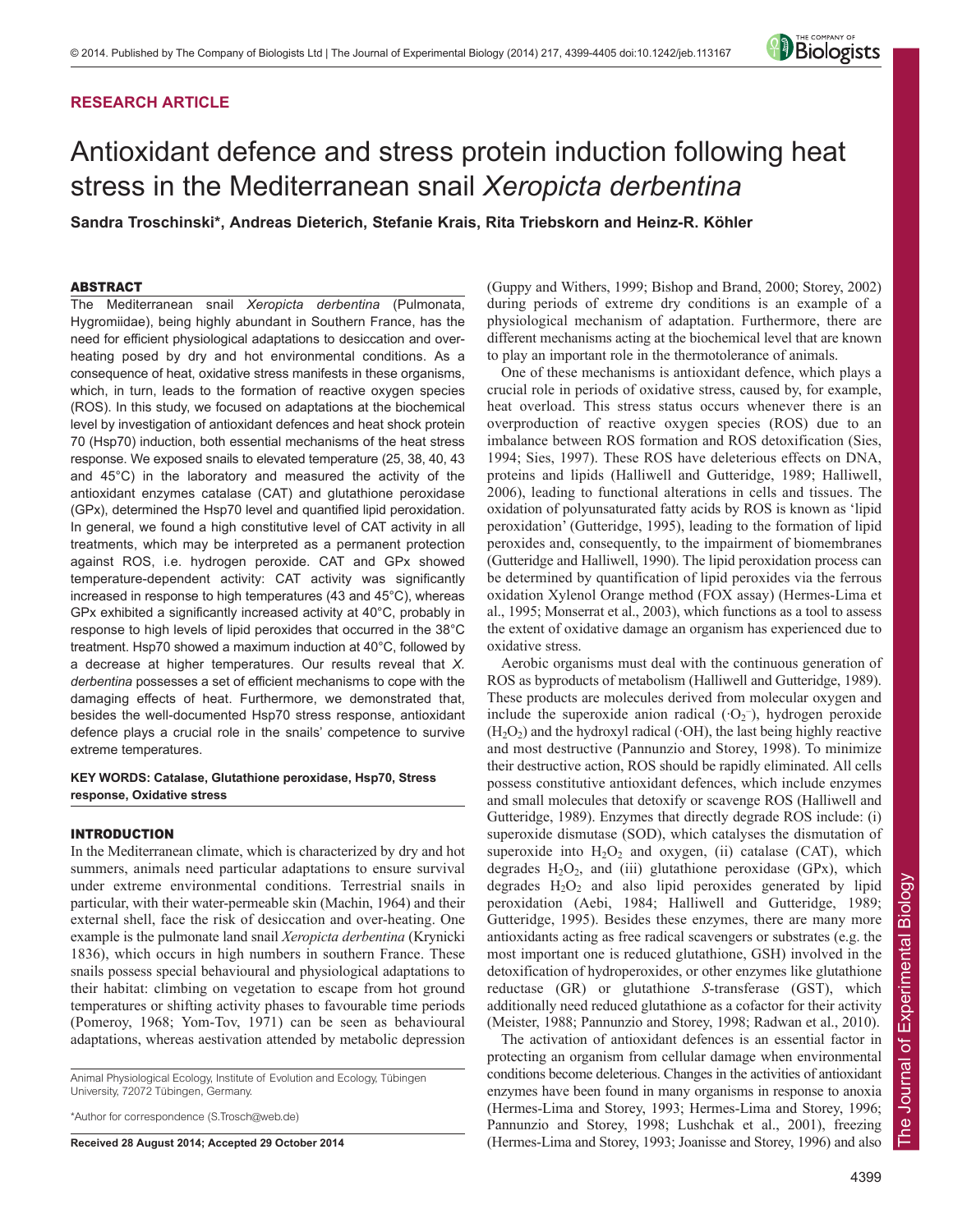**RESEARCH ARTICLE**

# Antioxidant defence and stress protein induction following heat stress in the Mediterranean snail *Xeropicta derbentina*

**Sandra Troschinski\*, Andreas Dieterich, Stefanie Krais, Rita Triebskorn and Heinz-R. Köhler**

## ABSTRACT

The Mediterranean snail *Xeropicta derbentina* (Pulmonata, Hygromiidae), being highly abundant in Southern France, has the need for efficient physiological adaptations to desiccation and over-heating posed by dry and hot environmental conditions. As a consequence of heat, oxidative stress manifests in these organisms, which, in turn, leads to the formation of reactive oxygen species (ROS). In this study, we focused on adaptations at the biochemical level by investigation of antioxidant defences and heat shock protein 70 (Hsp70) induction, both essential mechanisms of the heat stress response. We exposed snails to elevated temperature (25, 38, 40, 43 and 45°C) in the laboratory and measured the activity of the antioxidant enzymes catalase (CAT) and glutathione peroxidase (GPx), determined the Hsp70 level and quantified lipid peroxidation. In general, we found a high constitutive level of CAT activity in all treatments, which may be interpreted as a permanent protection against ROS, i.e. hydrogen peroxide. CAT and GPx showed temperature-dependent activity: CAT activity was significantly increased in response to high temperatures (43 and 45°C), whereas GPx exhibited a significantly increased activity at 40°C, probably in response to high levels of lipid peroxides that occurred in the 38°C treatment. Hsp70 showed a maximum induction at 40°C, followed by a decrease at higher temperatures. Our results reveal that *X. derbentina* possesses a set of efficient mechanisms to cope with the damaging effects of heat. Furthermore, we demonstrated that, besides the well-documented Hsp70 stress response, antioxidant defence plays a crucial role in the snails' competence to survive extreme temperatures.

**KEY WORDS: Catalase, Glutathione peroxidase, Hsp70, Stress response, Oxidative stress**

## INTRODUCTION

In the Mediterranean climate, which is characterized by dry and hot summers, animals need particular adaptations to ensure survival under extreme environmental conditions. Terrestrial snails in particular, with their water-permeable skin (Machin, 1964) and their external shell, face the risk of desiccation and over-heating. One example is the pulmonate land snail *Xeropicta derbentina* (Krynicki 1836), which occurs in high numbers in southern France. These snails possess special behavioural and physiological adaptations to their habitat: climbing on vegetation to escape from hot ground temperatures or shifting activity phases to favourable time periods (Pomeroy, 1968; Yom-Tov, 1971) can be seen as behavioural adaptations, whereas aestivation attended by metabolic depression (Guppy and Withers, 1999; Bishop and Brand, 2000; Storey, 2002) during periods of extreme dry conditions is an example of a physiological mechanism of adaptation. Furthermore, there are different mechanisms acting at the biochemical level that are known to play an important role in the thermotolerance of animals.

One of these mechanisms is antioxidant defence, which plays a crucial role in periods of oxidative stress, caused by, for example, heat overload. This stress status occurs whenever there is an overproduction of reactive oxygen species (ROS) due to an imbalance between ROS formation and ROS detoxification (Sies, 1994; Sies, 1997). These ROS have deleterious effects on DNA, proteins and lipids (Halliwell and Gutteridge, 1989; Halliwell, 2006), leading to functional alterations in cells and tissues. The oxidation of polyunsaturated fatty acids by ROS is known as 'lipid peroxidation' (Gutteridge, 1995), leading to the formation of lipid peroxides and, consequently, to the impairment of biomembranes (Gutteridge and Halliwell, 1990). The lipid peroxidation process can be determined by quantification of lipid peroxides via the ferrous oxidation Xylenol Orange method (FOX assay) (Hermes-Lima et al., 1995; Monserrat et al., 2003), which functions as a tool to assess the extent of oxidative damage an organism has experienced due to oxidative stress.

Aerobic organisms must deal with the continuous generation of ROS as byproducts of metabolism (Halliwell and Gutteridge, 1989). These products are molecules derived from molecular oxygen and include the superoxide anion radical ($\cdot O_2^-$), hydrogen peroxide ($H_2O_2$) and the hydroxyl radical ($\cdot OH$), the last being highly reactive and most destructive (Pannunzio and Storey, 1998). To minimize their destructive action, ROS should be rapidly eliminated. All cells possess constitutive antioxidant defences, which include enzymes and small molecules that detoxify or scavenge ROS (Halliwell and Gutteridge, 1989). Enzymes that directly degrade ROS include: (i) superoxide dismutase (SOD), which catalyses the dismutation of superoxide into $H_2O_2$ and oxygen, (ii) catalase (CAT), which degrades $H_2O_2$, and (iii) glutathione peroxidase (GPx), which degrades $H_2O_2$ and also lipid peroxides generated by lipid peroxidation (Aebi, 1984; Halliwell and Gutteridge, 1989; Gutteridge, 1995). Besides these enzymes, there are many more antioxidants acting as free radical scavengers or substrates (e.g. the most important one is reduced glutathione, GSH) involved in the detoxification of hydroperoxides, or other enzymes like glutathione reductase (GR) or glutathione *S*-transferase (GST), which additionally need reduced glutathione as a cofactor for their activity (Meister, 1988; Pannunzio and Storey, 1998; Radwan et al., 2010).

The activation of antioxidant defences is an essential factor in protecting an organism from cellular damage when environmental conditions become deleterious. Changes in the activities of antioxidant enzymes have been found in many organisms in response to anoxia (Hermes-Lima and Storey, 1993; Hermes-Lima and Storey, 1996; Pannunzio and Storey, 1998; Lushchak et al., 2001), freezing (Hermes-Lima and Storey, 1993; Joanisse and Storey, 1996) and also

Animal Physiological Ecology, Institute of Evolution and Ecology, Tübingen University, 72072 Tübingen, Germany.

\*Author for correspondence (S.Trosch@web.de)

**Received 28 August 2014; Accepted 29 October 2014**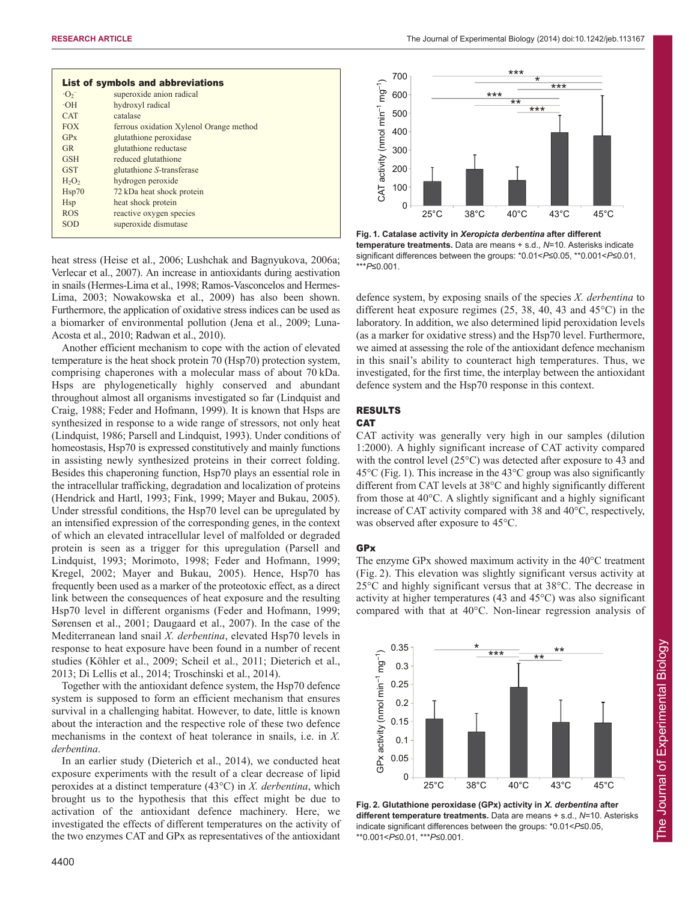**List of symbols and abbreviations**

| | |
|---|---|
| $\cdot O_2^-$ | superoxide anion radical |
| $\cdot OH$ | hydroxyl radical |
| CAT | catalase |
| FOX | ferrous oxidation Xylenol Orange method |
| GPx | glutathione peroxidase |
| GR | glutathione reductase |
| GSH | reduced glutathione |
| GST | glutathione *S*-transferase |
| $H_2O_2$ | hydrogen peroxide |
| Hsp70 | 72 kDa heat shock protein |
| Hsp | heat shock protein |
| ROS | reactive oxygen species |
| SOD | superoxide dismutase |

heat stress (Heise et al., 2006; Lushchak and Bagnyukova, 2006a; Verlecar et al., 2007). An increase in antioxidants during aestivation in snails (Hermes-Lima et al., 1998; Ramos-Vasconcelos and Hermes-Lima, 2003; Nowakowska et al., 2009) has also been shown. Furthermore, the application of oxidative stress indices can be used as a biomarker of environmental pollution (Jena et al., 2009; Luna-Acosta et al., 2010; Radwan et al., 2010).

Another efficient mechanism to cope with the action of elevated temperature is the heat shock protein 70 (Hsp70) protection system, comprising chaperones with a molecular mass of about 70 kDa. Hsps are phylogenetically highly conserved and abundant throughout almost all organisms investigated so far (Lindquist and Craig, 1988; Feder and Hofmann, 1999). It is known that Hsps are synthesized in response to a wide range of stressors, not only heat (Lindquist, 1986; Parsell and Lindquist, 1993). Under conditions of homeostasis, Hsp70 is expressed constitutively and mainly functions in assisting newly synthesized proteins in their correct folding. Besides this chaperoning function, Hsp70 plays an essential role in the intracellular trafficking, degradation and localization of proteins (Hendrick and Hartl, 1993; Fink, 1999; Mayer and Bukau, 2005). Under stressful conditions, the Hsp70 level can be upregulated by an intensified expression of the corresponding genes, in the context of which an elevated intracellular level of malfolded or degraded protein is seen as a trigger for this upregulation (Parsell and Lindquist, 1993; Morimoto, 1998; Feder and Hofmann, 1999; Kregel, 2002; Mayer and Bukau, 2005). Hence, Hsp70 has frequently been used as a marker of the proteotoxic effect, as a direct link between the consequences of heat exposure and the resulting Hsp70 level in different organisms (Feder and Hofmann, 1999; Sørensen et al., 2001; Daugaard et al., 2007). In the case of the Mediterranean land snail *X. derbentina*, elevated Hsp70 levels in response to heat exposure have been found in a number of recent studies (Köhler et al., 2009; Scheil et al., 2011; Dieterich et al., 2013; Di Lellis et al., 2014; Troschinski et al., 2014).

Together with the antioxidant defence system, the Hsp70 defence system is supposed to form an efficient mechanism that ensures survival in a challenging habitat. However, to date, little is known about the interaction and the respective role of these two defence mechanisms in the context of heat tolerance in snails, i.e. in *X. derbentina*.

In an earlier study (Dieterich et al., 2014), we conducted heat exposure experiments with the result of a clear decrease of lipid peroxides at a distinct temperature (43°C) in *X. derbentina*, which brought us to the hypothesis that this effect might be due to activation of the antioxidant defence machinery. Here, we investigated the effects of different temperatures on the activity of the two enzymes CAT and GPx as representatives of the antioxidant defence system, by exposing snails of the species *X. derbentina* to different heat exposure regimes (25, 38, 40, 43 and 45°C) in the laboratory. In addition, we also determined lipid peroxidation levels (as a marker for oxidative stress) and the Hsp70 level. Furthermore, we aimed at assessing the role of the antioxidant defence mechanism in this snail's ability to counteract high temperatures. Thus, we investigated, for the first time, the interplay between the antioxidant defence system and the Hsp70 response in this context.

**Fig. 1. Catalase activity in *Xeropicta derbentina* after different temperature treatments.** Data are means + s.d., *N*=10. Asterisks indicate significant differences between the groups: *0.01<$P$≤0.05, **0.001<$P$≤0.01, ***$P$≤0.001.

## RESULTS

### CAT

CAT activity was generally very high in our samples (dilution 1:2000). A highly significant increase of CAT activity compared with the control level (25°C) was detected after exposure to 43 and 45°C (Fig. 1). This increase in the 43°C group was also significantly different from CAT levels at 38°C and highly significantly different from those at 40°C. A slightly significant and a highly significant increase of CAT activity compared with 38 and 40°C, respectively, was observed after exposure to 45°C.

### GPx

The enzyme GPx showed maximum activity in the 40°C treatment (Fig. 2). This elevation was slightly significant versus activity at 25°C and highly significant versus that at 38°C. The decrease in activity at higher temperatures (43 and 45°C) was also significant compared with that at 40°C. Non-linear regression analysis of

**Fig. 2. Glutathione peroxidase (GPx) activity in *X. derbentina* after different temperature treatments.** Data are means + s.d., *N*=10. Asterisks indicate significant differences between the groups: *0.01<$P$≤0.05, **0.001<$P$≤0.01, ***$P$≤0.001.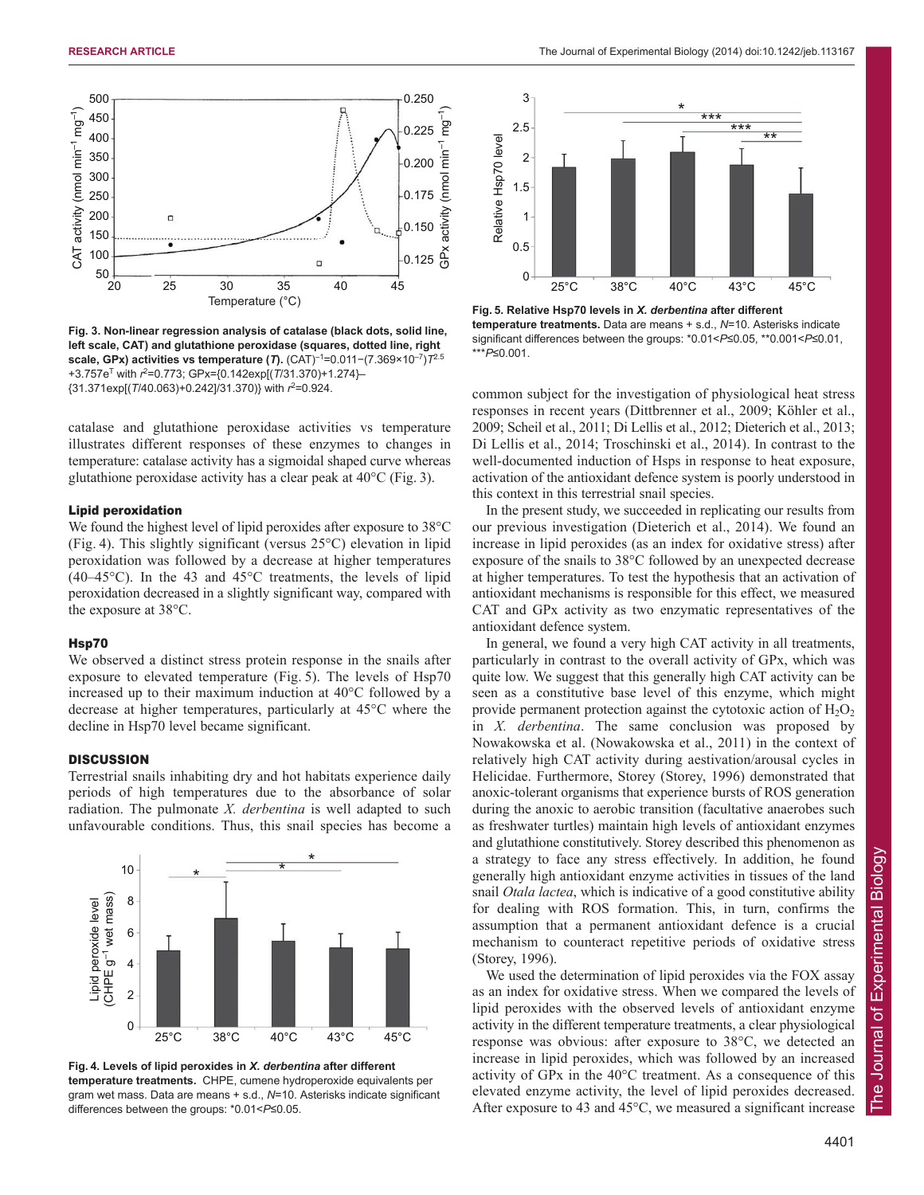Fig. 3. Non-linear regression analysis of catalase (black dots, solid line, left scale, CAT) and glutathione peroxidase (squares, dotted line, right scale, GPx) activities vs temperature (*T*). $(\text{CAT})^{-1}=0.011-(7.369\times10^{-7})T^{2.5}+3.757e^{T}$ with $r^2=0.773$; $\text{GPx}=\{0.142\exp[(T/31.370)+1.274]-\{31.371\exp[(T/40.063)+0.242]/31.370\}$ with $r^2=0.924$.

catalase and glutathione peroxidase activities vs temperature illustrates different responses of these enzymes to changes in temperature: catalase activity has a sigmoidal shaped curve whereas glutathione peroxidase activity has a clear peak at 40°C (Fig. 3).

### Lipid peroxidation

We found the highest level of lipid peroxides after exposure to 38°C (Fig. 4). This slightly significant (versus 25°C) elevation in lipid peroxidation was followed by a decrease at higher temperatures (40–45°C). In the 43 and 45°C treatments, the levels of lipid peroxidation decreased in a slightly significant way, compared with the exposure at 38°C.

### Hsp70

We observed a distinct stress protein response in the snails after exposure to elevated temperature (Fig. 5). The levels of Hsp70 increased up to their maximum induction at 40°C followed by a decrease at higher temperatures, particularly at 45°C where the decline in Hsp70 level became significant.

## DISCUSSION

Terrestrial snails inhabiting dry and hot habitats experience daily periods of high temperatures due to the absorbance of solar radiation. The pulmonate *X. derbentina* is well adapted to such unfavourable conditions. Thus, this snail species has become a common subject for the investigation of physiological heat stress responses in recent years (Dittbrenner et al., 2009; Köhler et al., 2009; Scheil et al., 2011; Di Lellis et al., 2012; Dieterich et al., 2013; Di Lellis et al., 2014; Troschinski et al., 2014). In contrast to the well-documented induction of Hsps in response to heat exposure, activation of the antioxidant defence system is poorly understood in this context in this terrestrial snail species.

In the present study, we succeeded in replicating our results from our previous investigation (Dieterich et al., 2014). We found an increase in lipid peroxides (as an index for oxidative stress) after exposure of the snails to 38°C followed by an unexpected decrease at higher temperatures. To test the hypothesis that an activation of antioxidant mechanisms is responsible for this effect, we measured CAT and GPx activity as two enzymatic representatives of the antioxidant defence system.

In general, we found a very high CAT activity in all treatments, particularly in contrast to the overall activity of GPx, which was quite low. We suggest that this generally high CAT activity can be seen as a constitutive base level of this enzyme, which might provide permanent protection against the cytotoxic action of $H_2O_2$ in *X. derbentina*. The same conclusion was proposed by Nowakowska et al. (Nowakowska et al., 2011) in the context of relatively high CAT activity during aestivation/arousal cycles in Helicidae. Furthermore, Storey (Storey, 1996) demonstrated that anoxic-tolerant organisms that experience bursts of ROS generation during the anoxic to aerobic transition (facultative anaerobes such as freshwater turtles) maintain high levels of antioxidant enzymes and glutathione constitutively. Storey described this phenomenon as a strategy to face any stress effectively. In addition, he found generally high antioxidant enzyme activities in tissues of the land snail *Otala lactea*, which is indicative of a good constitutive ability for dealing with ROS formation. This, in turn, confirms the assumption that a permanent antioxidant defence is a crucial mechanism to counteract repetitive periods of oxidative stress (Storey, 1996).

We used the determination of lipid peroxides via the FOX assay as an index for oxidative stress. When we compared the levels of lipid peroxides with the observed levels of antioxidant enzyme activity in the different temperature treatments, a clear physiological response was obvious: after exposure to 38°C, we detected an increase in lipid peroxides, which was followed by an increased activity of GPx in the 40°C treatment. As a consequence of this elevated enzyme activity, the level of lipid peroxides decreased. After exposure to 43 and 45°C, we measured a significant increase

Fig. 4. Levels of lipid peroxides in *X. derbentina* after different temperature treatments. CHPE, cumene hydroperoxide equivalents per gram wet mass. Data are means + s.d., *N*=10. Asterisks indicate significant differences between the groups: *0.01<*P*≤0.05.

Fig. 5. Relative Hsp70 levels in *X. derbentina* after different temperature treatments. Data are means + s.d., *N*=10. Asterisks indicate significant differences between the groups: *0.01<*P*≤0.05, **0.001<*P*≤0.01, ***P≤0.001.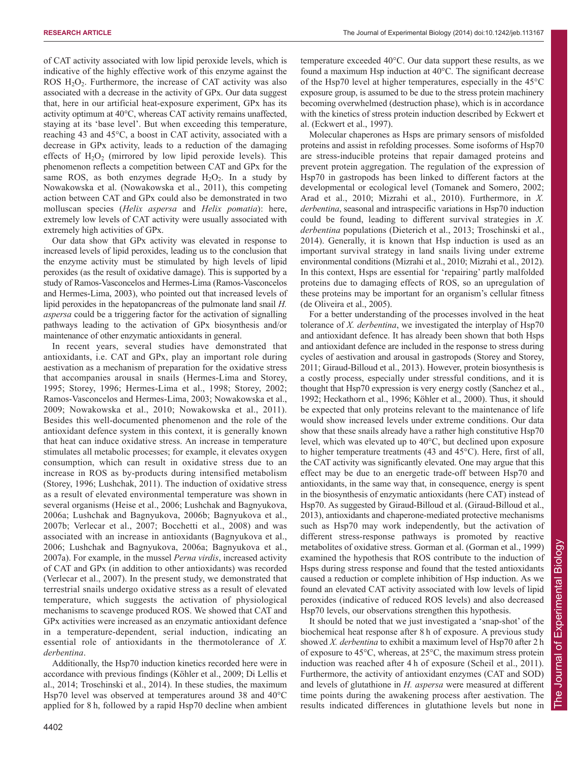of CAT activity associated with low lipid peroxide levels, which is indicative of the highly effective work of this enzyme against the ROS $H_2O_2$. Furthermore, the increase of CAT activity was also associated with a decrease in the activity of GPx. Our data suggest that, here in our artificial heat-exposure experiment, GPx has its activity optimum at 40°C, whereas CAT activity remains unaffected, staying at its 'base level'. But when exceeding this temperature, reaching 43 and 45°C, a boost in CAT activity, associated with a decrease in GPx activity, leads to a reduction of the damaging effects of $H_2O_2$ (mirrored by low lipid peroxide levels). This phenomenon reflects a competition between CAT and GPx for the same ROS, as both enzymes degrade $H_2O_2$. In a study by Nowakowska et al. (Nowakowska et al., 2011), this competing action between CAT and GPx could also be demonstrated in two molluscan species (*Helix aspersa* and *Helix pomatia*): here, extremely low levels of CAT activity were usually associated with extremely high activities of GPx.

Our data show that GPx activity was elevated in response to increased levels of lipid peroxides, leading us to the conclusion that the enzyme activity must be stimulated by high levels of lipid peroxides (as the result of oxidative damage). This is supported by a study of Ramos-Vasconcelos and Hermes-Lima (Ramos-Vasconcelos and Hermes-Lima, 2003), who pointed out that increased levels of lipid peroxides in the hepatopancreas of the pulmonate land snail *H. aspersa* could be a triggering factor for the activation of signalling pathways leading to the activation of GPx biosynthesis and/or maintenance of other enzymatic antioxidants in general.

In recent years, several studies have demonstrated that antioxidants, i.e. CAT and GPx, play an important role during aestivation as a mechanism of preparation for the oxidative stress that accompanies arousal in snails (Hermes-Lima and Storey, 1995; Storey, 1996; Hermes-Lima et al., 1998; Storey, 2002; Ramos-Vasconcelos and Hermes-Lima, 2003; Nowakowska et al., 2009; Nowakowska et al., 2010; Nowakowska et al., 2011). Besides this well-documented phenomenon and the role of the antioxidant defence system in this context, it is generally known that heat can induce oxidative stress. An increase in temperature stimulates all metabolic processes; for example, it elevates oxygen consumption, which can result in oxidative stress due to an increase in ROS as by-products during intensified metabolism (Storey, 1996; Lushchak, 2011). The induction of oxidative stress as a result of elevated environmental temperature was shown in several organisms (Heise et al., 2006; Lushchak and Bagnyukova, 2006a; Lushchak and Bagnyukova, 2006b; Bagnyukova et al., 2007b; Verlecar et al., 2007; Bocchetti et al., 2008) and was associated with an increase in antioxidants (Bagnyukova et al., 2006; Lushchak and Bagnyukova, 2006a; Bagnyukova et al., 2007a). For example, in the mussel *Perna virdis*, increased activity of CAT and GPx (in addition to other antioxidants) was recorded (Verlecar et al., 2007). In the present study, we demonstrated that terrestrial snails undergo oxidative stress as a result of elevated temperature, which suggests the activation of physiological mechanisms to scavenge produced ROS. We showed that CAT and GPx activities were increased as an enzymatic antioxidant defence in a temperature-dependent, serial induction, indicating an essential role of antioxidants in the thermotolerance of *X. derbentina*.

Additionally, the Hsp70 induction kinetics recorded here were in accordance with previous findings (Köhler et al., 2009; Di Lellis et al., 2014; Troschinski et al., 2014). In these studies, the maximum Hsp70 level was observed at temperatures around 38 and 40°C applied for 8 h, followed by a rapid Hsp70 decline when ambient temperature exceeded 40°C. Our data support these results, as we found a maximum Hsp induction at 40°C. The significant decrease of the Hsp70 level at higher temperatures, especially in the 45°C exposure group, is assumed to be due to the stress protein machinery becoming overwhelmed (destruction phase), which is in accordance with the kinetics of stress protein induction described by Eckwert et al. (Eckwert et al., 1997).

Molecular chaperones as Hsps are primary sensors of misfolded proteins and assist in refolding processes. Some isoforms of Hsp70 are stress-inducible proteins that repair damaged proteins and prevent protein aggregation. The regulation of the expression of Hsp70 in gastropods has been linked to different factors at the developmental or ecological level (Tomanek and Somero, 2002; Arad et al., 2010; Mizrahi et al., 2010). Furthermore, in *X. derbentina*, seasonal and intraspecific variations in Hsp70 induction could be found, leading to different survival strategies in *X. derbentina* populations (Dieterich et al., 2013; Troschinski et al., 2014). Generally, it is known that Hsp induction is used as an important survival strategy in land snails living under extreme environmental conditions (Mizrahi et al., 2010; Mizrahi et al., 2012). In this context, Hsps are essential for 'repairing' partly malfolded proteins due to damaging effects of ROS, so an upregulation of these proteins may be important for an organism's cellular fitness (de Oliveira et al., 2005).

For a better understanding of the processes involved in the heat tolerance of *X. derbentina*, we investigated the interplay of Hsp70 and antioxidant defence. It has already been shown that both Hsps and antioxidant defence are included in the response to stress during cycles of aestivation and arousal in gastropods (Storey and Storey, 2011; Giraud-Billoud et al., 2013). However, protein biosynthesis is a costly process, especially under stressful conditions, and it is thought that Hsp70 expression is very energy costly (Sanchez et al., 1992; Heckathorn et al., 1996; Köhler et al., 2000). Thus, it should be expected that only proteins relevant to the maintenance of life would show increased levels under extreme conditions. Our data show that these snails already have a rather high constitutive Hsp70 level, which was elevated up to 40°C, but declined upon exposure to higher temperature treatments (43 and 45°C). Here, first of all, the CAT activity was significantly elevated. One may argue that this effect may be due to an energetic trade-off between Hsp70 and antioxidants, in the same way that, in consequence, energy is spent in the biosynthesis of enzymatic antioxidants (here CAT) instead of Hsp70. As suggested by Giraud-Billoud et al. (Giraud-Billoud et al., 2013), antioxidants and chaperone-mediated protective mechanisms such as Hsp70 may work independently, but the activation of different stress-response pathways is promoted by reactive metabolites of oxidative stress. Gorman et al. (Gorman et al., 1999) examined the hypothesis that ROS contribute to the induction of Hsps during stress response and found that the tested antioxidants caused a reduction or complete inhibition of Hsp induction. As we found an elevated CAT activity associated with low levels of lipid peroxides (indicative of reduced ROS levels) and also decreased Hsp70 levels, our observations strengthen this hypothesis.

It should be noted that we just investigated a 'snap-shot' of the biochemical heat response after 8 h of exposure. A previous study showed *X. derbentina* to exhibit a maximum level of Hsp70 after 2 h of exposure to 45°C, whereas, at 25°C, the maximum stress protein induction was reached after 4 h of exposure (Scheil et al., 2011). Furthermore, the activity of antioxidant enzymes (CAT and SOD) and levels of glutathione in *H. aspersa* were measured at different time points during the awakening process after aestivation. The results indicated differences in glutathione levels but none in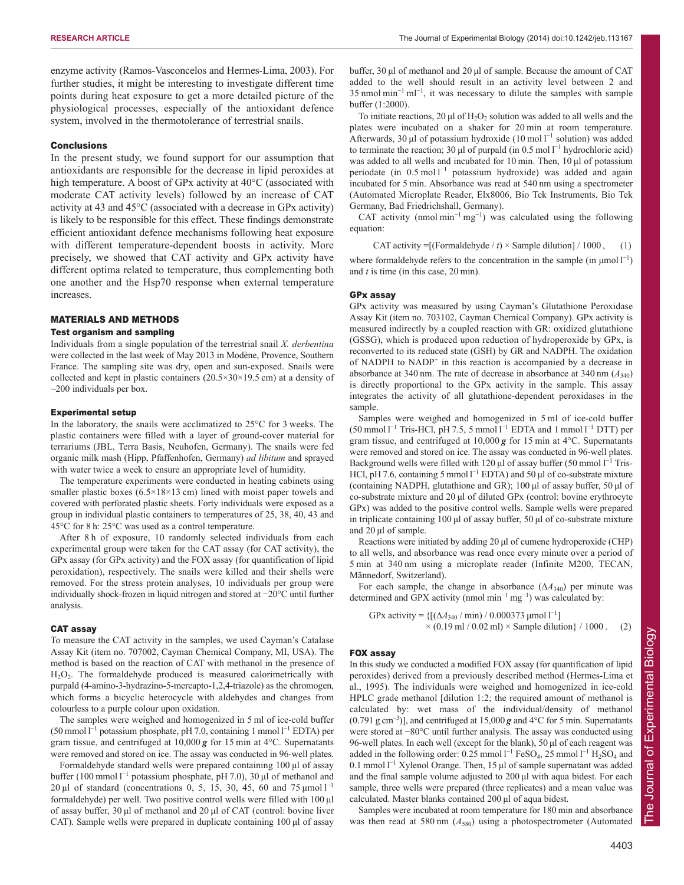enzyme activity (Ramos-Vasconcelos and Hermes-Lima, 2003). For further studies, it might be interesting to investigate different time points during heat exposure to get a more detailed picture of the physiological processes, especially of the antioxidant defence system, involved in the thermotolerance of terrestrial snails.

## Conclusions

In the present study, we found support for our assumption that antioxidants are responsible for the decrease in lipid peroxides at high temperature. A boost of GPx activity at 40°C (associated with moderate CAT activity levels) followed by an increase of CAT activity at 43 and 45°C (associated with a decrease in GPx activity) is likely to be responsible for this effect. These findings demonstrate efficient antioxidant defence mechanisms following heat exposure with different temperature-dependent boosts in activity. More precisely, we showed that CAT activity and GPx activity have different optima related to temperature, thus complementing both one another and the Hsp70 response when external temperature increases.

## MATERIALS AND METHODS

### Test organism and sampling

Individuals from a single population of the terrestrial snail *X. derbentina* were collected in the last week of May 2013 in Modène, Provence, Southern France. The sampling site was dry, open and sun-exposed. Snails were collected and kept in plastic containers (20.5×30×19.5 cm) at a density of ~200 individuals per box.

### Experimental setup

In the laboratory, the snails were acclimatized to 25°C for 3 weeks. The plastic containers were filled with a layer of ground-cover material for terrariums (JBL, Terra Basis, Neuhofen, Germany). The snails were fed organic milk mash (Hipp, Pfaffenhofen, Germany) *ad libitum* and sprayed with water twice a week to ensure an appropriate level of humidity.

The temperature experiments were conducted in heating cabinets using smaller plastic boxes (6.5×18×13 cm) lined with moist paper towels and covered with perforated plastic sheets. Forty individuals were exposed as a group in individual plastic containers to temperatures of 25, 38, 40, 43 and 45°C for 8 h: 25°C was used as a control temperature.

After 8 h of exposure, 10 randomly selected individuals from each experimental group were taken for the CAT assay (for CAT activity), the GPx assay (for GPx activity) and the FOX assay (for quantification of lipid peroxidation), respectively. The snails were killed and their shells were removed. For the stress protein analyses, 10 individuals per group were individually shock-frozen in liquid nitrogen and stored at −20°C until further analysis.

### CAT assay

To measure the CAT activity in the samples, we used Cayman's Catalase Assay Kit (item no. 707002, Cayman Chemical Company, MI, USA). The method is based on the reaction of CAT with methanol in the presence of $H_2O_2$. The formaldehyde produced is measured calorimetrically with purpald (4-amino-3-hydrazino-5-mercapto-1,2,4-triazole) as the chromogen, which forms a bicyclic heterocycle with aldehydes and changes from colourless to a purple colour upon oxidation.

The samples were weighed and homogenized in 5 ml of ice-cold buffer (50 mmol $l^{-1}$ potassium phosphate, pH 7.0, containing 1 mmol $l^{-1}$ EDTA) per gram tissue, and centrifuged at 10,000 ***g*** for 15 min at 4°C. Supernatants were removed and stored on ice. The assay was conducted in 96-well plates.

Formaldehyde standard wells were prepared containing 100 µl of assay buffer (100 mmol $l^{-1}$ potassium phosphate, pH 7.0), 30 µl of methanol and 20 µl of standard (concentrations 0, 5, 15, 30, 45, 60 and 75 µmol $l^{-1}$ formaldehyde) per well. Two positive control wells were filled with 100 µl of assay buffer, 30 µl of methanol and 20 µl of CAT (control: bovine liver CAT). Sample wells were prepared in duplicate containing 100 µl of assay buffer, 30 µl of methanol and 20 µl of sample. Because the amount of CAT added to the well should result in an activity level between 2 and 35 nmol $min^{-1}$ $ml^{-1}$, it was necessary to dilute the samples with sample buffer (1:2000).

To initiate reactions, 20 µl of $H_2O_2$ solution was added to all wells and the plates were incubated on a shaker for 20 min at room temperature. Afterwards, 30 µl of potassium hydroxide (10 mol $l^{-1}$ solution) was added to terminate the reaction; 30 µl of purpald (in 0.5 mol $l^{-1}$ hydrochloric acid) was added to all wells and incubated for 10 min. Then, 10 µl of potassium periodate (in 0.5 mol $l^{-1}$ potassium hydroxide) was added and again incubated for 5 min. Absorbance was read at 540 nm using a spectrometer (Automated Microplate Reader, Elx8006, Bio Tek Instruments, Bio Tek Germany, Bad Friedrichshall, Germany).

CAT activity (nmol $min^{-1}$ $mg^{-1}$) was calculated using the following equation:

$$\text{CAT activity} = [(\text{Formaldehyde} / t) \times \text{Sample dilution}] / 1000\,, \quad (1)$$

where formaldehyde refers to the concentration in the sample (in µmol $l^{-1}$) and $t$ is time (in this case, 20 min).

### GPx assay

GPx activity was measured by using Cayman's Glutathione Peroxidase Assay Kit (item no. 703102, Cayman Chemical Company). GPx activity is measured indirectly by a coupled reaction with GR: oxidized glutathione (GSSG), which is produced upon reduction of hydroperoxide by GPx, is reconverted to its reduced state (GSH) by GR and NADPH. The oxidation of NADPH to $NADP^+$ in this reaction is accompanied by a decrease in absorbance at 340 nm. The rate of decrease in absorbance at 340 nm ($A_{340}$) is directly proportional to the GPx activity in the sample. This assay integrates the activity of all glutathione-dependent peroxidases in the sample.

Samples were weighed and homogenized in 5 ml of ice-cold buffer (50 mmol $l^{-1}$ Tris-HCl, pH 7.5, 5 mmol $l^{-1}$ EDTA and 1 mmol $l^{-1}$ DTT) per gram tissue, and centrifuged at 10,000 ***g*** for 15 min at 4°C. Supernatants were removed and stored on ice. The assay was conducted in 96-well plates. Background wells were filled with 120 µl of assay buffer (50 mmol $l^{-1}$ Tris-HCl, pH 7.6, containing 5 mmol $l^{-1}$ EDTA) and 50 µl of co-substrate mixture (containing NADPH, glutathione and GR); 100 µl of assay buffer, 50 µl of co-substrate mixture and 20 µl of diluted GPx (control: bovine erythrocyte GPx) was added to the positive control wells. Sample wells were prepared in triplicate containing 100 µl of assay buffer, 50 µl of co-substrate mixture and 20 µl of sample.

Reactions were initiated by adding 20 µl of cumene hydroperoxide (CHP) to all wells, and absorbance was read once every minute over a period of 5 min at 340 nm using a microplate reader (Infinite M200, TECAN, Männedorf, Switzerland).

For each sample, the change in absorbance ($\Delta A_{340}$) per minute was determined and GPX activity (nmol $min^{-1}$ $mg^{-1}$) was calculated by:

$$\text{GPx activity} = \{[(\Delta A_{340} / \text{min}) / 0.000373\ \mu\text{mol}\ l^{-1}] \times (0.19\ \text{ml} / 0.02\ \text{ml}) \times \text{Sample dilution}\} / 1000\,. \quad (2)$$

### FOX assay

In this study we conducted a modified FOX assay (for quantification of lipid peroxides) derived from a previously described method (Hermes-Lima et al., 1995). The individuals were weighed and homogenized in ice-cold HPLC grade methanol [dilution 1:2; the required amount of methanol is calculated by: wet mass of the individual/density of methanol (0.791 g $cm^{-3}$)], and centrifuged at 15,000 ***g*** and 4°C for 5 min. Supernatants were stored at −80°C until further analysis. The assay was conducted using 96-well plates. In each well (except for the blank), 50 µl of each reagent was added in the following order: 0.25 mmol $l^{-1}$ $FeSO_4$, 25 mmol $l^{-1}$ $H_2SO_4$ and 0.1 mmol $l^{-1}$ Xylenol Orange. Then, 15 µl of sample supernatant was added and the final sample volume adjusted to 200 µl with aqua bidest. For each sample, three wells were prepared (three replicates) and a mean value was calculated. Master blanks contained 200 µl of aqua bidest.

Samples were incubated at room temperature for 180 min and absorbance was then read at 580 nm ($A_{580}$) using a photospectrometer (Automated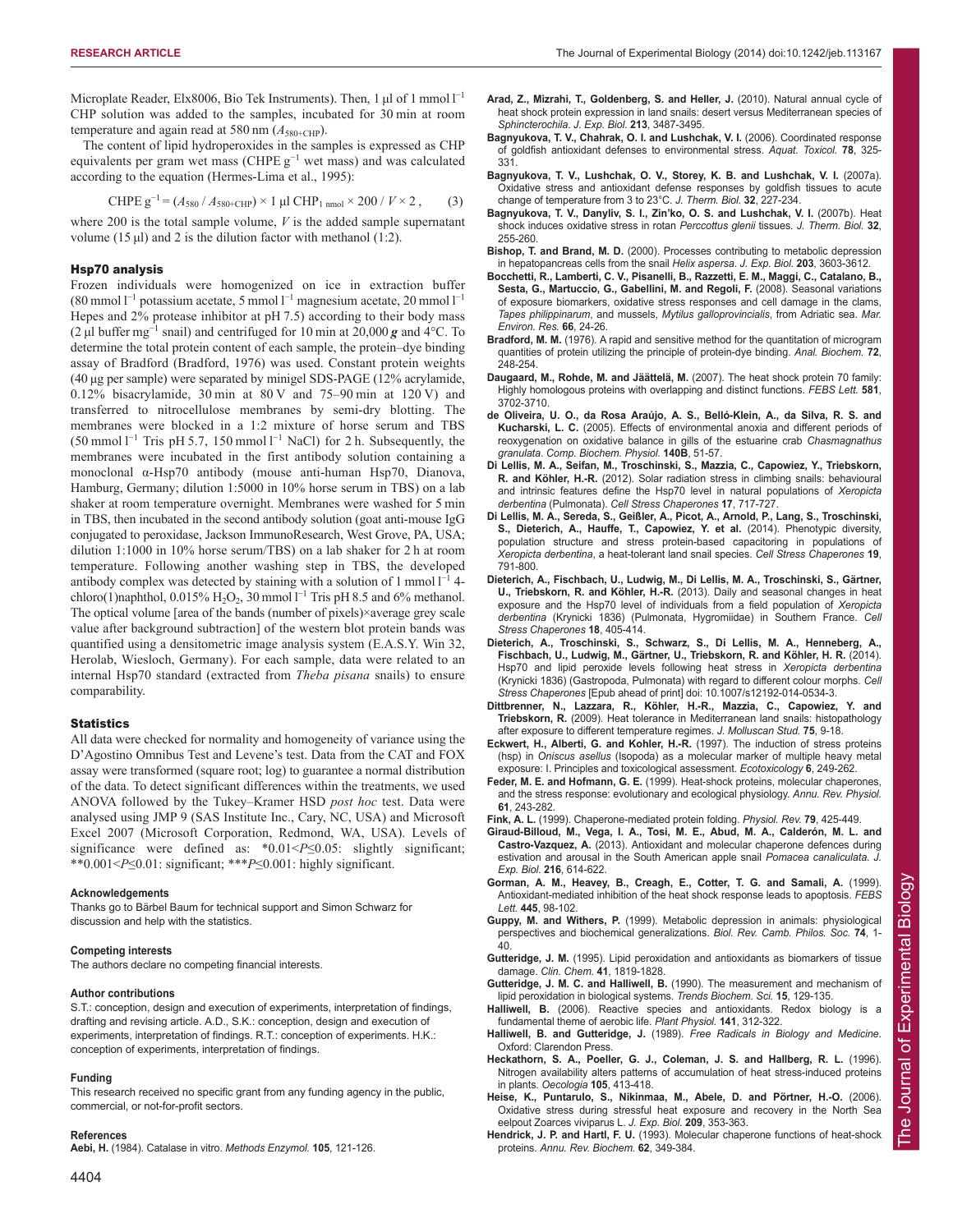Microplate Reader, Elx8006, Bio Tek Instruments). Then, 1 μl of 1 mmol $l^{-1}$ CHP solution was added to the samples, incubated for 30 min at room temperature and again read at 580 nm ($A_{580+CHP}$).

The content of lipid hydroperoxides in the samples is expressed as CHP equivalents per gram wet mass (CHPE $g^{-1}$ wet mass) and was calculated according to the equation (Hermes-Lima et al., 1995):

$$\text{CHPE g}^{-1} = (A_{580} / A_{580+\text{CHP}}) \times 1\ \mu\text{l CHP}_{1\ \text{nmol}} \times 200 / V \times 2\,, \qquad (3)$$

where 200 is the total sample volume, $V$ is the added sample supernatant volume (15 μl) and 2 is the dilution factor with methanol (1:2).

### Hsp70 analysis

Frozen individuals were homogenized on ice in extraction buffer (80 mmol $l^{-1}$ potassium acetate, 5 mmol $l^{-1}$ magnesium acetate, 20 mmol $l^{-1}$ Hepes and 2% protease inhibitor at pH 7.5) according to their body mass (2 μl buffer $mg^{-1}$ snail) and centrifuged for 10 min at 20,000 ***g*** and 4°C. To determine the total protein content of each sample, the protein–dye binding assay of Bradford (Bradford, 1976) was used. Constant protein weights (40 μg per sample) were separated by minigel SDS-PAGE (12% acrylamide, 0.12% bisacrylamide, 30 min at 80 V and 75–90 min at 120 V) and transferred to nitrocellulose membranes by semi-dry blotting. The membranes were blocked in a 1:2 mixture of horse serum and TBS (50 mmol $l^{-1}$ Tris pH 5.7, 150 mmol $l^{-1}$ NaCl) for 2 h. Subsequently, the membranes were incubated in the first antibody solution containing a monoclonal α-Hsp70 antibody (mouse anti-human Hsp70, Dianova, Hamburg, Germany; dilution 1:5000 in 10% horse serum in TBS) on a lab shaker at room temperature overnight. Membranes were washed for 5 min in TBS, then incubated in the second antibody solution (goat anti-mouse IgG conjugated to peroxidase, Jackson ImmunoResearch, West Grove, PA, USA; dilution 1:1000 in 10% horse serum/TBS) on a lab shaker for 2 h at room temperature. Following another washing step in TBS, the developed antibody complex was detected by staining with a solution of 1 mmol $l^{-1}$ 4-chloro(1)naphthol, 0.015% $H_2O_2$, 30 mmol $l^{-1}$ Tris pH 8.5 and 6% methanol. The optical volume [area of the bands (number of pixels)×average grey scale value after background subtraction] of the western blot protein bands was quantified using a densitometric image analysis system (E.A.S.Y. Win 32, Herolab, Wiesloch, Germany). For each sample, data were related to an internal Hsp70 standard (extracted from *Theba pisana* snails) to ensure comparability.

### Statistics

All data were checked for normality and homogeneity of variance using the D'Agostino Omnibus Test and Levene's test. Data from the CAT and FOX assay were transformed (square root; log) to guarantee a normal distribution of the data. To detect significant differences within the treatments, we used ANOVA followed by the Tukey–Kramer HSD *post hoc* test. Data were analysed using JMP 9 (SAS Institute Inc., Cary, NC, USA) and Microsoft Excel 2007 (Microsoft Corporation, Redmond, WA, USA). Levels of significance were defined as: *$0.01<P\leq0.05$: slightly significant; **$0.001<P\leq0.01$: significant; ***$P\leq0.001$: highly significant.

#### Acknowledgements

Thanks go to Bärbel Baum for technical support and Simon Schwarz for discussion and help with the statistics.

#### Competing interests

The authors declare no competing financial interests.

#### Author contributions

S.T.: conception, design and execution of experiments, interpretation of findings, drafting and revising article. A.D., S.K.: conception, design and execution of experiments, interpretation of findings. R.T.: conception of experiments. H.K.: conception of experiments, interpretation of findings.

#### Funding

This research received no specific grant from any funding agency in the public, commercial, or not-for-profit sectors.

#### References

**Aebi, H.** (1984). Catalase in vitro. *Methods Enzymol.* **105**, 121-126.

**Arad, Z., Mizrahi, T., Goldenberg, S. and Heller, J.** (2010). Natural annual cycle of heat shock protein expression in land snails: desert versus Mediterranean species of *Sphincterochila*. *J. Exp. Biol.* **213**, 3487-3495.

**Bagnyukova, T. V., Chahrak, O. I. and Lushchak, V. I.** (2006). Coordinated response of goldfish antioxidant defenses to environmental stress. *Aquat. Toxicol.* **78**, 325-331.

**Bagnyukova, T. V., Lushchak, O. V., Storey, K. B. and Lushchak, V. I.** (2007a). Oxidative stress and antioxidant defense responses by goldfish tissues to acute change of temperature from 3 to 23°C. *J. Therm. Biol.* **32**, 227-234.

**Bagnyukova, T. V., Danyliv, S. I., Zin'ko, O. S. and Lushchak, V. I.** (2007b). Heat shock induces oxidative stress in rotan *Perccottus glenii* tissues. *J. Therm. Biol.* **32**, 255-260.

**Bishop, T. and Brand, M. D.** (2000). Processes contributing to metabolic depression in hepatopancreas cells from the snail *Helix aspersa*. *J. Exp. Biol.* **203**, 3603-3612.

**Bocchetti, R., Lamberti, C. V., Pisanelli, B., Razzetti, E. M., Maggi, C., Catalano, B., Sesta, G., Martuccio, G., Gabellini, M. and Regoli, F.** (2008). Seasonal variations of exposure biomarkers, oxidative stress responses and cell damage in the clams, *Tapes philippinarum*, and mussels, *Mytilus galloprovincialis*, from Adriatic sea. *Mar. Environ. Res.* **66**, 24-26.

**Bradford, M. M.** (1976). A rapid and sensitive method for the quantitation of microgram quantities of protein utilizing the principle of protein-dye binding. *Anal. Biochem.* **72**, 248-254.

**Daugaard, M., Rohde, M. and Jäättelä, M.** (2007). The heat shock protein 70 family: Highly homologous proteins with overlapping and distinct functions. *FEBS Lett.* **581**, 3702-3710.

**de Oliveira, U. O., da Rosa Araújo, A. S., Belló-Klein, A., da Silva, R. S. and Kucharski, L. C.** (2005). Effects of environmental anoxia and different periods of reoxygenation on oxidative balance in gills of the estuarine crab *Chasmagnathus granulata*. *Comp. Biochem. Physiol.* **140B**, 51-57.

**Di Lellis, M. A., Seifan, M., Troschinski, S., Mazzia, C., Capowiez, Y., Triebskorn, R. and Köhler, H.-R.** (2012). Solar radiation stress in climbing snails: behavioural and intrinsic features define the Hsp70 level in natural populations of *Xeropicta derbentina* (Pulmonata). *Cell Stress Chaperones* **17**, 717-727.

**Di Lellis, M. A., Sereda, S., Geißler, A., Picot, A., Arnold, P., Lang, S., Troschinski, S., Dieterich, A., Hauffe, T., Capowiez, Y. et al.** (2014). Phenotypic diversity, population structure and stress protein-based capacitoring in populations of *Xeropicta derbentina*, a heat-tolerant land snail species. *Cell Stress Chaperones* **19**, 791-800.

**Dieterich, A., Fischbach, U., Ludwig, M., Di Lellis, M. A., Troschinski, S., Gärtner, U., Triebskorn, R. and Köhler, H.-R.** (2013). Daily and seasonal changes in heat exposure and the Hsp70 level of individuals from a field population of *Xeropicta derbentina* (Krynicki 1836) (Pulmonata, Hygromiidae) in Southern France. *Cell Stress Chaperones* **18**, 405-414.

**Dieterich, A., Troschinski, S., Schwarz, S., Di Lellis, M. A., Henneberg, A., Fischbach, U., Ludwig, M., Gärtner, U., Triebskorn, R. and Köhler, H. R.** (2014). Hsp70 and lipid peroxide levels following heat stress in *Xeropicta derbentina* (Krynicki 1836) (Gastropoda, Pulmonata) with regard to different colour morphs. *Cell Stress Chaperones* [Epub ahead of print] doi: 10.1007/s12192-014-0534-3.

**Dittbrenner, N., Lazzara, R., Köhler, H.-R., Mazzia, C., Capowiez, Y. and Triebskorn, R.** (2009). Heat tolerance in Mediterranean land snails: histopathology after exposure to different temperature regimes. *J. Molluscan Stud.* **75**, 9-18.

**Eckwert, H., Alberti, G. and Kohler, H.-R.** (1997). The induction of stress proteins (hsp) in *Oniscus asellus* (Isopoda) as a molecular marker of multiple heavy metal exposure: I. Principles and toxicological assessment. *Ecotoxicology* **6**, 249-262.

**Feder, M. E. and Hofmann, G. E.** (1999). Heat-shock proteins, molecular chaperones, and the stress response: evolutionary and ecological physiology. *Annu. Rev. Physiol.* **61**, 243-282.

**Fink, A. L.** (1999). Chaperone-mediated protein folding. *Physiol. Rev.* **79**, 425-449.

**Giraud-Billoud, M., Vega, I. A., Tosi, M. E., Abud, M. A., Calderón, M. L. and Castro-Vazquez, A.** (2013). Antioxidant and molecular chaperone defences during estivation and arousal in the South American apple snail *Pomacea canaliculata*. *J. Exp. Biol.* **216**, 614-622.

**Gorman, A. M., Heavey, B., Creagh, E., Cotter, T. G. and Samali, A.** (1999). Antioxidant-mediated inhibition of the heat shock response leads to apoptosis. *FEBS Lett.* **445**, 98-102.

**Guppy, M. and Withers, P.** (1999). Metabolic depression in animals: physiological perspectives and biochemical generalizations. *Biol. Rev. Camb. Philos. Soc.* **74**, 1-40.

**Gutteridge, J. M.** (1995). Lipid peroxidation and antioxidants as biomarkers of tissue damage. *Clin. Chem.* **41**, 1819-1828.

**Gutteridge, J. M. C. and Halliwell, B.** (1990). The measurement and mechanism of lipid peroxidation in biological systems. *Trends Biochem. Sci.* **15**, 129-135.

**Halliwell, B.** (2006). Reactive species and antioxidants. Redox biology is a fundamental theme of aerobic life. *Plant Physiol.* **141**, 312-322.

**Halliwell, B. and Gutteridge, J.** (1989). *Free Radicals in Biology and Medicine*. Oxford: Clarendon Press.

**Heckathorn, S. A., Poeller, G. J., Coleman, J. S. and Hallberg, R. L.** (1996). Nitrogen availability alters patterns of accumulation of heat stress-induced proteins in plants. *Oecologia* **105**, 413-418.

**Heise, K., Puntarulo, S., Nikinmaa, M., Abele, D. and Pörtner, H.-O.** (2006). Oxidative stress during stressful heat exposure and recovery in the North Sea eelpout Zoarces viviparus L. *J. Exp. Biol.* **209**, 353-363.

**Hendrick, J. P. and Hartl, F. U.** (1993). Molecular chaperone functions of heat-shock proteins. *Annu. Rev. Biochem.* **62**, 349-384.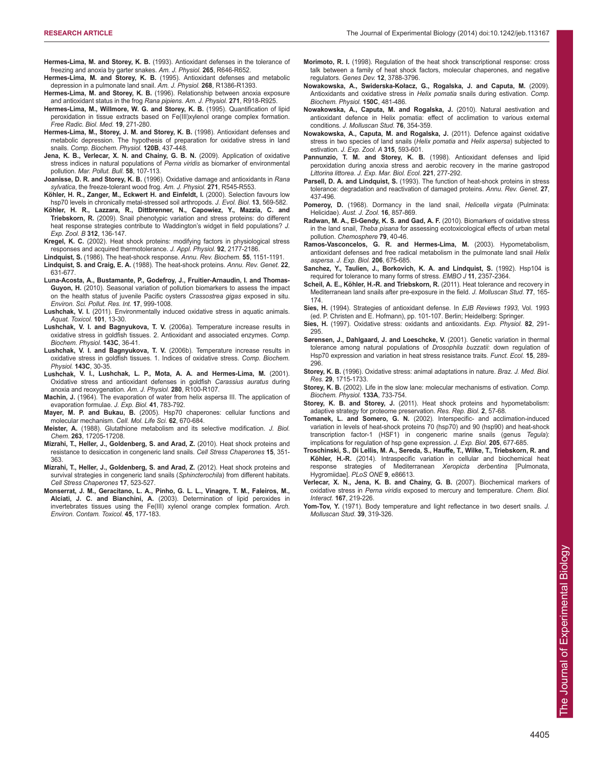**Hermes-Lima, M. and Storey, K. B.** (1993). Antioxidant defenses in the tolerance of freezing and anoxia by garter snakes. *Am. J. Physiol.* **265**, R646-R652.

**Hermes-Lima, M. and Storey, K. B.** (1995). Antioxidant defenses and metabolic depression in a pulmonate land snail. *Am. J. Physiol.* **268**, R1386-R1393.

**Hermes-Lima, M. and Storey, K. B.** (1996). Relationship between anoxia exposure and antioxidant status in the frog *Rana pipiens*. *Am. J. Physiol.* **271**, R918-R925.

**Hermes-Lima, M., Willmore, W. G. and Storey, K. B.** (1995). Quantification of lipid peroxidation in tissue extracts based on Fe(III)xylenol orange complex formation. *Free Radic. Biol. Med.* **19**, 271-280.

**Hermes-Lima, M., Storey, J. M. and Storey, K. B.** (1998). Antioxidant defenses and metabolic depression. The hypothesis of preparation for oxidative stress in land snails. *Comp. Biochem. Physiol.* **120B**, 437-448.

**Jena, K. B., Verlecar, X. N. and Chainy, G. B. N.** (2009). Application of oxidative stress indices in natural populations of *Perna viridis* as biomarker of environmental pollution. *Mar. Pollut. Bull.* **58**, 107-113.

**Joanisse, D. R. and Storey, K. B.** (1996). Oxidative damage and antioxidants in *Rana sylvatica*, the freeze-tolerant wood frog. *Am. J. Physiol.* **271**, R545-R553.

**Köhler, H. R., Zanger, M., Eckwert H. and Einfeldt, I.** (2000). Selection favours low hsp70 levels in chronically metal-stressed soil arthropods. *J. Evol. Biol.* **13**, 569-582.

**Köhler, H. R., Lazzara, R., Dittbrenner, N., Capowiez, Y., Mazzia, C. and Triebskorn, R.** (2009). Snail phenotypic variation and stress proteins: do different heat response strategies contribute to Waddington's widget in field populations? *J. Exp. Zool. B* **312**, 136-147.

**Kregel, K. C.** (2002). Heat shock proteins: modifying factors in physiological stress responses and acquired thermotolerance. *J. Appl. Physiol.* **92**, 2177-2186.

**Lindquist, S.** (1986). The heat-shock response. *Annu. Rev. Biochem.* **55**, 1151-1191.

**Lindquist, S. and Craig, E. A.** (1988). The heat-shock proteins. *Annu. Rev. Genet.* **22**, 631-677.

**Luna-Acosta, A., Bustamante, P., Godefroy, J., Fruitier-Arnaudin, I. and Thomas-Guyon, H.** (2010). Seasonal variation of pollution biomarkers to assess the impact on the health status of juvenile Pacific oysters *Crassostrea gigas* exposed in situ. *Environ. Sci. Pollut. Res. Int.* **17**, 999-1008.

**Lushchak, V. I.** (2011). Environmentally induced oxidative stress in aquatic animals. *Aquat. Toxicol.* **101**, 13-30.

**Lushchak, V. I. and Bagnyukova, T. V.** (2006a). Temperature increase results in oxidative stress in goldfish tissues. 2. Antioxidant and associated enzymes. *Comp. Biochem. Physiol.* **143C**, 36-41.

**Lushchak, V. I. and Bagnyukova, T. V.** (2006b). Temperature increase results in oxidative stress in goldfish tissues. 1. Indices of oxidative stress. *Comp. Biochem. Physiol.* **143C**, 30-35.

**Lushchak, V. I., Lushchak, L. P., Mota, A. A. and Hermes-Lima, M.** (2001). Oxidative stress and antioxidant defenses in goldfish *Carassius auratus* during anoxia and reoxygenation. *Am. J. Physiol.* **280**, R100-R107.

**Machin, J.** (1964). The evaporation of water from helix aspersa III. The application of evaporation formulae. *J. Exp. Biol.* **41**, 783-792.

**Mayer, M. P. and Bukau, B.** (2005). Hsp70 chaperones: cellular functions and molecular mechanism. *Cell. Mol. Life Sci.* **62**, 670-684.

**Meister, A.** (1988). Glutathione metabolism and its selective modification. *J. Biol. Chem.* **263**, 17205-17208.

**Mizrahi, T., Heller, J., Goldenberg, S. and Arad, Z.** (2010). Heat shock proteins and resistance to desiccation in congeneric land snails. *Cell Stress Chaperones* **15**, 351-363.

**Mizrahi, T., Heller, J., Goldenberg, S. and Arad, Z.** (2012). Heat shock proteins and survival strategies in congeneric land snails (*Sphincterochila*) from different habitats. *Cell Stress Chaperones* **17**, 523-527.

**Monserrat, J. M., Geracitano, L. A., Pinho, G. L. L., Vinagre, T. M., Faleiros, M., Alciati, J. C. and Bianchini, A.** (2003). Determination of lipid peroxides in invertebrates tissues using the Fe(III) xylenol orange complex formation. *Arch. Environ. Contam. Toxicol.* **45**, 177-183.

**Morimoto, R. I.** (1998). Regulation of the heat shock transcriptional response: cross talk between a family of heat shock factors, molecular chaperones, and negative regulators. *Genes Dev.* **12**, 3788-3796.

**Nowakowska, A., Swiderska-Kołacz, G., Rogalska, J. and Caputa, M.** (2009). Antioxidants and oxidative stress in *Helix pomatia* snails during estivation. *Comp. Biochem. Physiol.* **150C**, 481-486.

**Nowakowska, A., Caputa, M. and Rogalska, J.** (2010). Natural aestivation and antioxidant defence in Helix pomatia: effect of acclimation to various external conditions. *J. Molluscan Stud.* **76**, 354-359.

**Nowakowska, A., Caputa, M. and Rogalska, J.** (2011). Defence against oxidative stress in two species of land snails (*Helix pomatia* and *Helix aspersa*) subjected to estivation. *J. Exp. Zool. A* **315**, 593-601.

**Pannunzio, T. M. and Storey, K. B.** (1998). Antioxidant defenses and lipid peroxidation during anoxia stress and aerobic recovery in the marine gastropod *Littorina littorea*. *J. Exp. Mar. Biol. Ecol.* **221**, 277-292.

**Parsell, D. A. and Lindquist, S.** (1993). The function of heat-shock proteins in stress tolerance: degradation and reactivation of damaged proteins. *Annu. Rev. Genet.* **27**, 437-496.

**Pomeroy, D.** (1968). Dormancy in the land snail, *Helicella virgata* (Pulminata: Helicidae). *Aust. J. Zool.* **16**, 857-869.

**Radwan, M. A., El-Gendy, K. S. and Gad, A. F.** (2010). Biomarkers of oxidative stress in the land snail, *Theba pisana* for assessing ecotoxicological effects of urban metal pollution. *Chemosphere* **79**, 40-46.

**Ramos-Vasconcelos, G. R. and Hermes-Lima, M.** (2003). Hypometabolism, antioxidant defenses and free radical metabolism in the pulmonate land snail *Helix aspersa*. *J. Exp. Biol.* **206**, 675-685.

**Sanchez, Y., Taulien, J., Borkovich, K. A. and Lindquist, S.** (1992). Hsp104 is required for tolerance to many forms of stress. *EMBO J* **11**, 2357-2364.

**Scheil, A. E., Köhler, H.-R. and Triebskorn, R.** (2011). Heat tolerance and recovery in Mediterranean land snails after pre-exposure in the field. *J. Molluscan Stud.* **77**, 165-174.

**Sies, H.** (1994). Strategies of antioxidant defense. In *EJB Reviews 1993*, Vol. 1993 (ed. P. Christen and E. Hofmann), pp. 101-107. Berlin; Heidelberg: Springer.

**Sies, H.** (1997). Oxidative stress: oxidants and antioxidants. *Exp. Physiol.* **82**, 291-295.

**Sørensen, J., Dahlgaard, J. and Loeschcke, V.** (2001). Genetic variation in thermal tolerance among natural populations of *Drosophila buzzatii*: down regulation of Hsp70 expression and variation in heat stress resistance traits. *Funct. Ecol.* **15**, 289-296.

**Storey, K. B.** (1996). Oxidative stress: animal adaptations in nature. *Braz. J. Med. Biol. Res.* **29**, 1715-1733.

**Storey, K. B.** (2002). Life in the slow lane: molecular mechanisms of estivation. *Comp. Biochem. Physiol.* **133A**, 733-754.

**Storey, K. B. and Storey, J.** (2011). Heat shock proteins and hypometabolism: adaptive strategy for proteome preservation. *Res. Rep. Biol.* **2**, 57-68.

**Tomanek, L. and Somero, G. N.** (2002). Interspecific- and acclimation-induced variation in levels of heat-shock proteins 70 (hsp70) and 90 (hsp90) and heat-shock transcription factor-1 (HSF1) in congeneric marine snails (genus *Tegula*): implications for regulation of hsp gene expression. *J. Exp. Biol.* **205**, 677-685.

**Troschinski, S., Di Lellis, M. A., Sereda, S., Hauffe, T., Wilke, T., Triebskorn, R. and Köhler, H.-R.** (2014). Intraspecific variation in cellular and biochemical heat response strategies of Mediterranean *Xeropicta derbentina* [Pulmonata, Hygromiidae]. *PLoS ONE* **9**, e86613.

**Verlecar, X. N., Jena, K. B. and Chainy, G. B.** (2007). Biochemical markers of oxidative stress in *Perna viridis* exposed to mercury and temperature. *Chem. Biol. Interact.* **167**, 219-226.

**Yom-Tov, Y.** (1971). Body temperature and light reflectance in two desert snails. *J. Molluscan Stud.* **39**, 319-326.